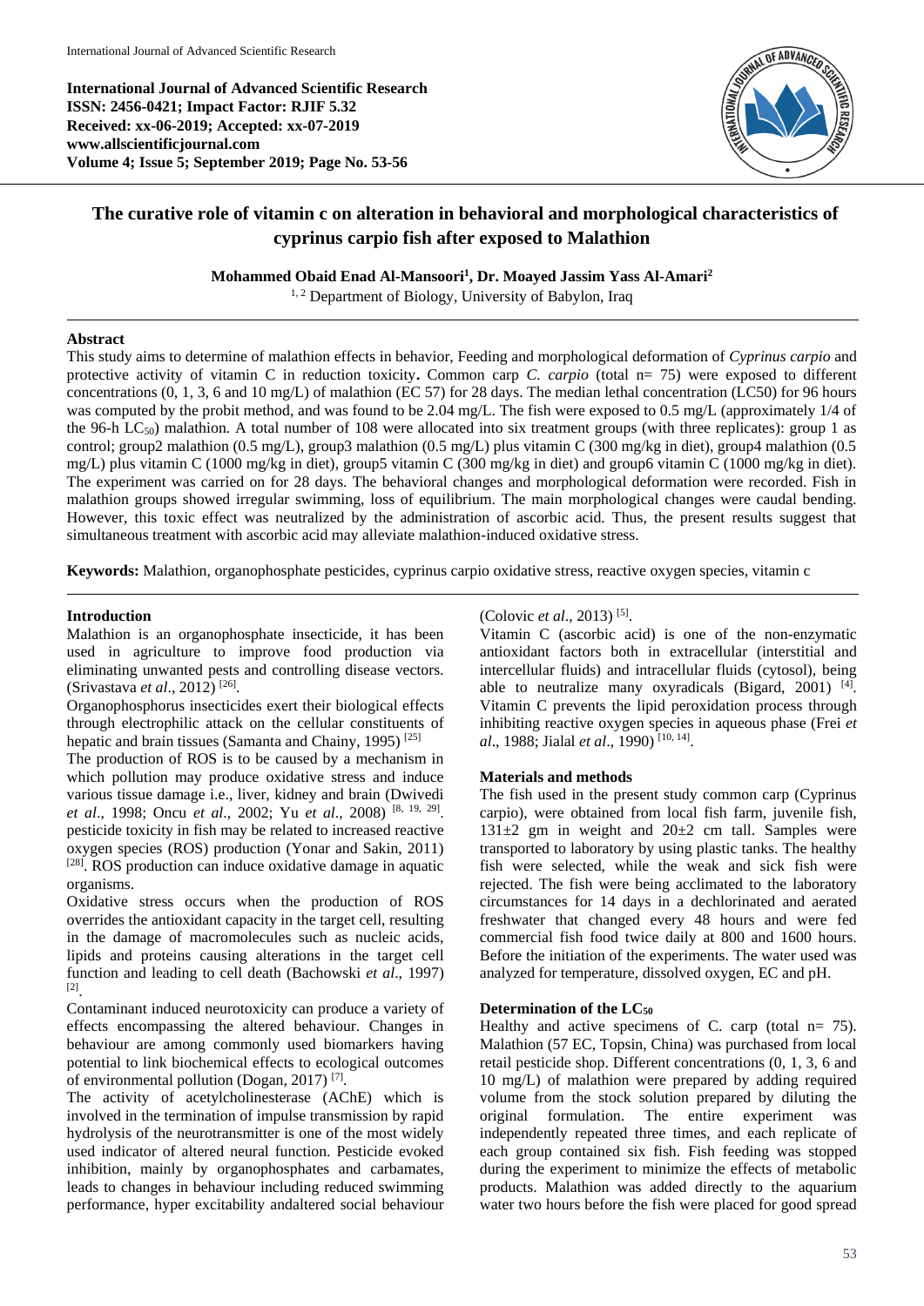# The curative role of vitamin c on alteration in behavioral and morphological characteristics of cyprinus carpio fish after exposed to Malathion

**Mohammed Obaid Enad Al-Mansoori[1], Dr. Moayed Jassim Yass Al-Amari[2]**

[1, 2] Department of Biology, University of Babylon, Iraq

## Abstract

This study aims to determine of malathion effects in behavior, Feeding and morphological deformation of *Cyprinus carpio* and protective activity of vitamin C in reduction toxicity**.** Common carp *C. carpio* (total n= 75) were exposed to different concentrations (0, 1, 3, 6 and 10 mg/L) of malathion (EC 57) for 28 days. The median lethal concentration (LC50) for 96 hours was computed by the probit method, and was found to be 2.04 mg/L. The fish were exposed to 0.5 mg/L (approximately 1/4 of the 96-h $LC_{50}$) malathion. A total number of 108 were allocated into six treatment groups (with three replicates): group 1 as control; group2 malathion (0.5 mg/L), group3 malathion (0.5 mg/L) plus vitamin C (300 mg/kg in diet), group4 malathion (0.5 mg/L) plus vitamin C (1000 mg/kg in diet), group5 vitamin C (300 mg/kg in diet) and group6 vitamin C (1000 mg/kg in diet). The experiment was carried on for 28 days. The behavioral changes and morphological deformation were recorded. Fish in malathion groups showed irregular swimming, loss of equilibrium. The main morphological changes were caudal bending. However, this toxic effect was neutralized by the administration of ascorbic acid. Thus, the present results suggest that simultaneous treatment with ascorbic acid may alleviate malathion-induced oxidative stress.

**Keywords:** Malathion, organophosphate pesticides, cyprinus carpio oxidative stress, reactive oxygen species, vitamin c

## Introduction

Malathion is an organophosphate insecticide, it has been used in agriculture to improve food production via eliminating unwanted pests and controlling disease vectors. (Srivastava *et al*., 2012) [26].

Organophosphorus insecticides exert their biological effects through electrophilic attack on the cellular constituents of hepatic and brain tissues (Samanta and Chainy, 1995) [25]

The production of ROS is to be caused by a mechanism in which pollution may produce oxidative stress and induce various tissue damage i.e., liver, kidney and brain (Dwivedi *et al*., 1998; Oncu *et al*., 2002; Yu *et al*., 2008) [8, 19, 29]. pesticide toxicity in fish may be related to increased reactive oxygen species (ROS) production (Yonar and Sakin, 2011) [28]. ROS production can induce oxidative damage in aquatic organisms.

Oxidative stress occurs when the production of ROS overrides the antioxidant capacity in the target cell, resulting in the damage of macromolecules such as nucleic acids, lipids and proteins causing alterations in the target cell function and leading to cell death (Bachowski *et al*., 1997) [2].

Contaminant induced neurotoxicity can produce a variety of effects encompassing the altered behaviour. Changes in behaviour are among commonly used biomarkers having potential to link biochemical effects to ecological outcomes of environmental pollution (Dogan, 2017) [7].

The activity of acetylcholinesterase (AChE) which is involved in the termination of impulse transmission by rapid hydrolysis of the neurotransmitter is one of the most widely used indicator of altered neural function. Pesticide evoked inhibition, mainly by organophosphates and carbamates, leads to changes in behaviour including reduced swimming performance, hyper excitability andaltered social behaviour (Colovic *et al*., 2013) [5].

Vitamin C (ascorbic acid) is one of the non-enzymatic antioxidant factors both in extracellular (interstitial and intercellular fluids) and intracellular fluids (cytosol), being able to neutralize many oxyradicals (Bigard, 2001) [4]. Vitamin C prevents the lipid peroxidation process through inhibiting reactive oxygen species in aqueous phase (Frei *et al*., 1988; Jialal *et al*., 1990) [10, 14].

## Materials and methods

The fish used in the present study common carp (Cyprinus carpio), were obtained from local fish farm, juvenile fish, 131±2 gm in weight and 20±2 cm tall. Samples were transported to laboratory by using plastic tanks. The healthy fish were selected, while the weak and sick fish were rejected. The fish were being acclimated to the laboratory circumstances for 14 days in a dechlorinated and aerated freshwater that changed every 48 hours and were fed commercial fish food twice daily at 800 and 1600 hours. Before the initiation of the experiments. The water used was analyzed for temperature, dissolved oxygen, EC and pH.

### Determination of the $LC_{50}$

Healthy and active specimens of C. carp (total n= 75). Malathion (57 EC, Topsin, China) was purchased from local retail pesticide shop. Different concentrations (0, 1, 3, 6 and 10 mg/L) of malathion were prepared by adding required volume from the stock solution prepared by diluting the original formulation. The entire experiment was independently repeated three times, and each replicate of each group contained six fish. Fish feeding was stopped during the experiment to minimize the effects of metabolic products. Malathion was added directly to the aquarium water two hours before the fish were placed for good spread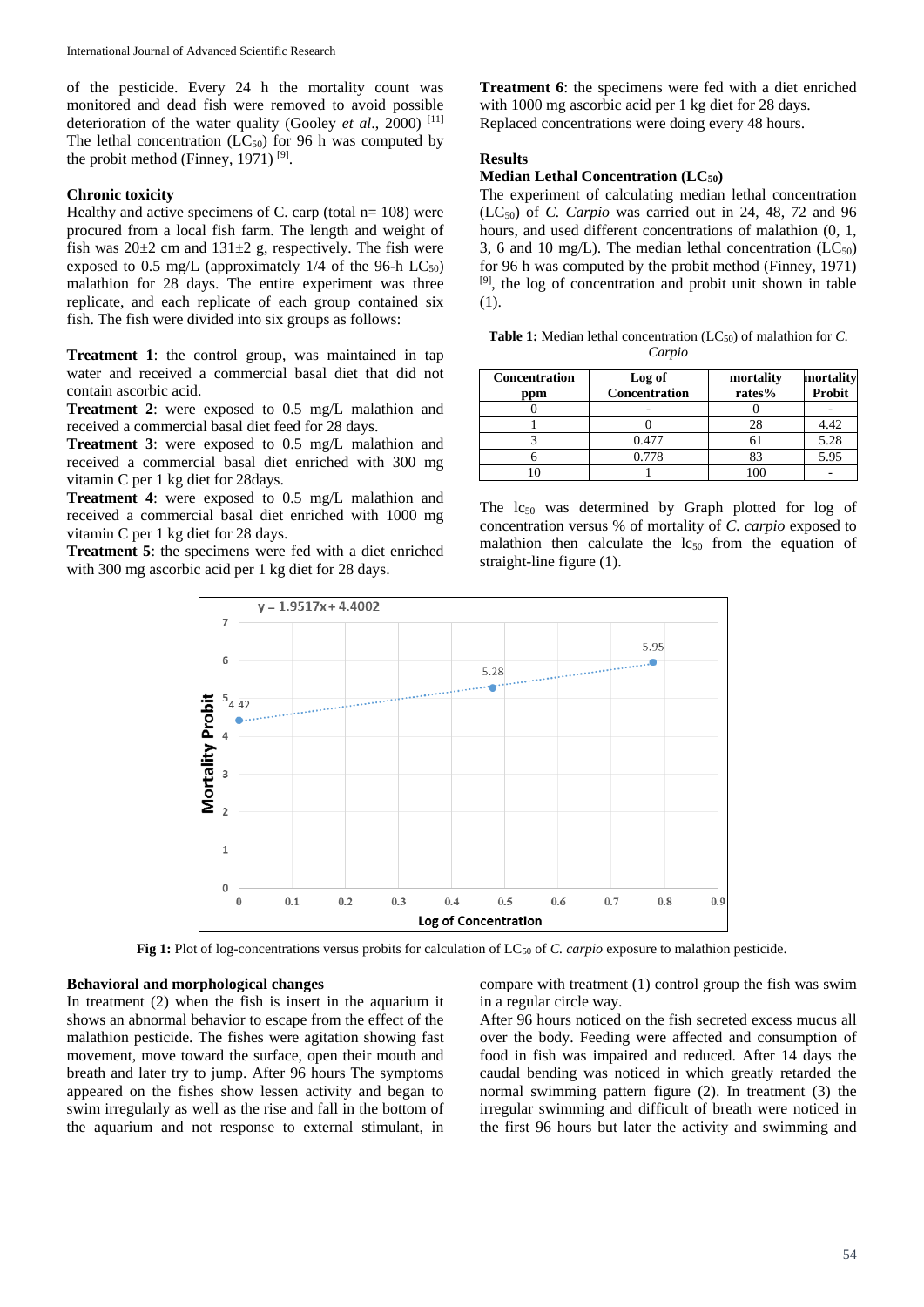of the pesticide. Every 24 h the mortality count was monitored and dead fish were removed to avoid possible deterioration of the water quality (Gooley *et al*., 2000) [11] The lethal concentration ($LC_{50}$) for 96 h was computed by the probit method (Finney, 1971) [9].

### Chronic toxicity

Healthy and active specimens of C. carp (total n= 108) were procured from a local fish farm. The length and weight of fish was 20±2 cm and 131±2 g, respectively. The fish were exposed to 0.5 mg/L (approximately 1/4 of the 96-h $LC_{50}$) malathion for 28 days. The entire experiment was three replicate, and each replicate of each group contained six fish. The fish were divided into six groups as follows:

**Treatment 1**: the control group, was maintained in tap water and received a commercial basal diet that did not contain ascorbic acid.

**Treatment 2**: were exposed to 0.5 mg/L malathion and received a commercial basal diet feed for 28 days.

**Treatment 3**: were exposed to 0.5 mg/L malathion and received a commercial basal diet enriched with 300 mg vitamin C per 1 kg diet for 28days.

**Treatment 4**: were exposed to 0.5 mg/L malathion and received a commercial basal diet enriched with 1000 mg vitamin C per 1 kg diet for 28 days.

**Treatment 5**: the specimens were fed with a diet enriched with 300 mg ascorbic acid per 1 kg diet for 28 days.

**Treatment 6**: the specimens were fed with a diet enriched with 1000 mg ascorbic acid per 1 kg diet for 28 days. Replaced concentrations were doing every 48 hours.

## Results

### Median Lethal Concentration ($LC_{50}$)

The experiment of calculating median lethal concentration ($LC_{50}$) of *C. Carpio* was carried out in 24, 48, 72 and 96 hours, and used different concentrations of malathion (0, 1, 3, 6 and 10 mg/L). The median lethal concentration ($LC_{50}$) for 96 h was computed by the probit method (Finney, 1971) [9], the log of concentration and probit unit shown in table (1).

**Table 1:** Median lethal concentration ($LC_{50}$) of malathion for *C. Carpio*

| Concentration ppm | Log of Concentration | mortality rates% | mortality Probit |
|---|---|---|---|
| 0 | - | 0 | - |
| 1 | 0 | 28 | 4.42 |
| 3 | 0.477 | 61 | 5.28 |
| 6 | 0.778 | 83 | 5.95 |
| 10 | 1 | 100 | - |

The $lc_{50}$ was determined by Graph plotted for log of concentration versus % of mortality of *C. carpio* exposed to malathion then calculate the $lc_{50}$ from the equation of straight-line figure (1).

$$y = 1.9517x + 4.4002$$

**Fig 1:** Plot of log-concentrations versus probits for calculation of $LC_{50}$ of *C. carpio* exposure to malathion pesticide.

### Behavioral and morphological changes

In treatment (2) when the fish is insert in the aquarium it shows an abnormal behavior to escape from the effect of the malathion pesticide. The fishes were agitation showing fast movement, move toward the surface, open their mouth and breath and later try to jump. After 96 hours The symptoms appeared on the fishes show lessen activity and began to swim irregularly as well as the rise and fall in the bottom of the aquarium and not response to external stimulant, in compare with treatment (1) control group the fish was swim in a regular circle way.

After 96 hours noticed on the fish secreted excess mucus all over the body. Feeding were affected and consumption of food in fish was impaired and reduced. After 14 days the caudal bending was noticed in which greatly retarded the normal swimming pattern figure (2). In treatment (3) the irregular swimming and difficult of breath were noticed in the first 96 hours but later the activity and swimming and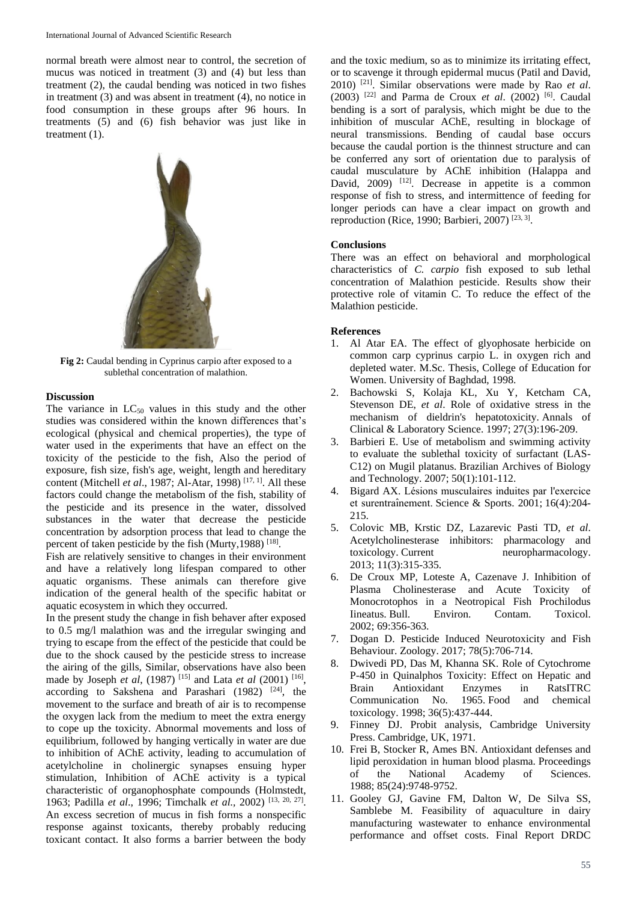normal breath were almost near to control, the secretion of mucus was noticed in treatment (3) and (4) but less than treatment (2), the caudal bending was noticed in two fishes in treatment (3) and was absent in treatment (4), no notice in food consumption in these groups after 96 hours. In treatments (5) and (6) fish behavior was just like in treatment (1).

**Fig 2:** Caudal bending in Cyprinus carpio after exposed to a sublethal concentration of malathion.

### Discussion

The variance in $LC_{50}$ values in this study and the other studies was considered within the known differences that's ecological (physical and chemical properties), the type of water used in the experiments that have an effect on the toxicity of the pesticide to the fish, Also the period of exposure, fish size, fish's age, weight, length and hereditary content (Mitchell *et al*., 1987; Al-Atar, 1998) [17, 1]. All these factors could change the metabolism of the fish, stability of the pesticide and its presence in the water, dissolved substances in the water that decrease the pesticide concentration by adsorption process that lead to change the percent of taken pesticide by the fish (Murty,1988) [18].

Fish are relatively sensitive to changes in their environment and have a relatively long lifespan compared to other aquatic organisms. These animals can therefore give indication of the general health of the specific habitat or aquatic ecosystem in which they occurred.

In the present study the change in fish behaver after exposed to 0.5 mg/l malathion was and the irregular swinging and trying to escape from the effect of the pesticide that could be due to the shock caused by the pesticide stress to increase the airing of the gills, Similar, observations have also been made by Joseph *et al*, (1987) [15] and Lata *et al* (2001) [16], according to Sakshena and Parashari (1982) [24], the movement to the surface and breath of air is to recompense the oxygen lack from the medium to meet the extra energy to cope up the toxicity. Abnormal movements and loss of equilibrium, followed by hanging vertically in water are due to inhibition of AChE activity, leading to accumulation of acetylcholine in cholinergic synapses ensuing hyper stimulation, Inhibition of AChE activity is a typical characteristic of organophosphate compounds (Holmstedt, 1963; Padilla *et al*., 1996; Timchalk *et al*., 2002) [13, 20, 27]. An excess secretion of mucus in fish forms a nonspecific response against toxicants, thereby probably reducing toxicant contact. It also forms a barrier between the body and the toxic medium, so as to minimize its irritating effect, or to scavenge it through epidermal mucus (Patil and David, 2010) [21]. Similar observations were made by Rao *et al*. (2003) [22] and Parma de Croux *et al*. (2002) [6]. Caudal bending is a sort of paralysis, which might be due to the inhibition of muscular AChE, resulting in blockage of neural transmissions. Bending of caudal base occurs because the caudal portion is the thinnest structure and can be conferred any sort of orientation due to paralysis of caudal musculature by AChE inhibition (Halappa and David, 2009) [12]. Decrease in appetite is a common response of fish to stress, and intermittence of feeding for longer periods can have a clear impact on growth and reproduction (Rice, 1990; Barbieri, 2007) [23, 3].

### Conclusions

There was an effect on behavioral and morphological characteristics of *C. carpio* fish exposed to sub lethal concentration of Malathion pesticide. Results show their protective role of vitamin C. To reduce the effect of the Malathion pesticide.

### References

1. Al Atar EA. The effect of glyophosate herbicide on common carp cyprinus carpio L. in oxygen rich and depleted water. M.Sc. Thesis, College of Education for Women. University of Baghdad, 1998.
2. Bachowski S, Kolaja KL, Xu Y, Ketcham CA, Stevenson DE, *et al*. Role of oxidative stress in the mechanism of dieldrin's hepatotoxicity. Annals of Clinical & Laboratory Science. 1997; 27(3):196-209.
3. Barbieri E. Use of metabolism and swimming activity to evaluate the sublethal toxicity of surfactant (LAS-C12) on Mugil platanus. Brazilian Archives of Biology and Technology. 2007; 50(1):101-112.
4. Bigard AX. Lésions musculaires induites par l'exercice et surentraînement. Science & Sports. 2001; 16(4):204-215.
5. Colovic MB, Krstic DZ, Lazarevic Pasti TD, *et al*. Acetylcholinesterase inhibitors: pharmacology and toxicology. Current neuropharmacology. 2013; 11(3):315-335.
6. De Croux MP, Loteste A, Cazenave J. Inhibition of Plasma Cholinesterase and Acute Toxicity of Monocrotophos in a Neotropical Fish Prochilodus Iineatus. Bull. Environ. Contam. Toxicol. 2002; 69:356-363.
7. Dogan DJ. Pesticide Induced Neurotoxicity and Fish Behaviour. Zoology. 2017; 78(5):706-714.
8. Dwivedi PD, Das M, Khanna SK. Role of Cytochrome P-450 in Quinalphos Toxicity: Effect on Hepatic and Brain Antioxidant Enzymes in RatsITRC Communication No. 1965. Food and chemical toxicology. 1998; 36(5):437-444.
9. Finney DJ. Probit analysis, Cambridge University Press. Cambridge, UK, 1971.
10. Frei B, Stocker R, Ames BN. Antioxidant defenses and lipid peroxidation in human blood plasma. Proceedings of the National Academy of Sciences. 1988; 85(24):9748-9752.
11. Gooley GJ, Gavine FM, Dalton W, De Silva SS, Samblebe M. Feasibility of aquaculture in dairy manufacturing wastewater to enhance environmental performance and offset costs. Final Report DRDC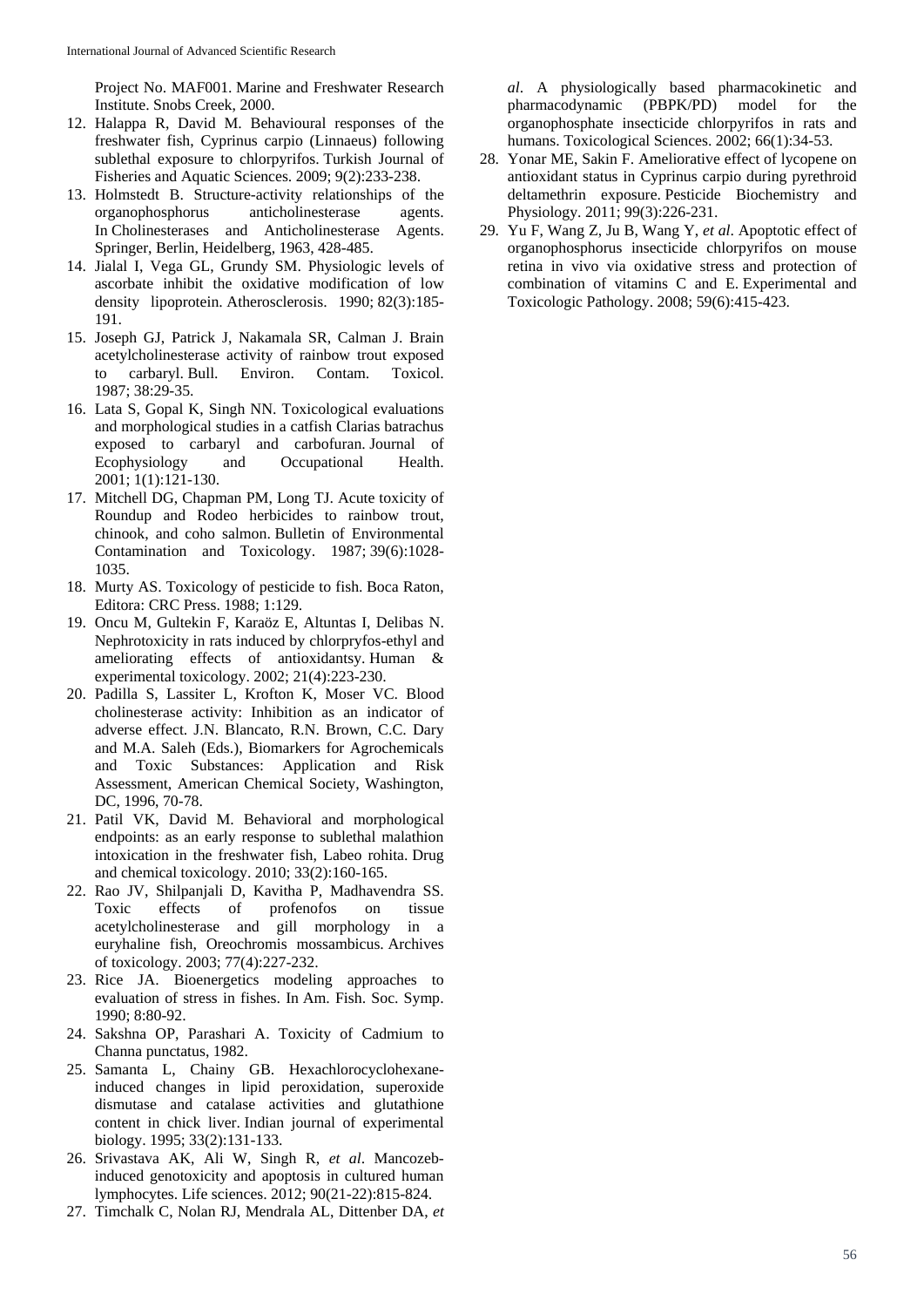Project No. MAF001. Marine and Freshwater Research Institute. Snobs Creek, 2000.

12. Halappa R, David M. Behavioural responses of the freshwater fish, Cyprinus carpio (Linnaeus) following sublethal exposure to chlorpyrifos. Turkish Journal of Fisheries and Aquatic Sciences. 2009; 9(2):233-238.
13. Holmstedt B. Structure-activity relationships of the organophosphorus anticholinesterase agents. In Cholinesterases and Anticholinesterase Agents. Springer, Berlin, Heidelberg, 1963, 428-485.
14. Jialal I, Vega GL, Grundy SM. Physiologic levels of ascorbate inhibit the oxidative modification of low density lipoprotein. Atherosclerosis. 1990; 82(3):185-191.
15. Joseph GJ, Patrick J, Nakamala SR, Calman J. Brain acetylcholinesterase activity of rainbow trout exposed to carbaryl. Bull. Environ. Contam. Toxicol. 1987; 38:29-35.
16. Lata S, Gopal K, Singh NN. Toxicological evaluations and morphological studies in a catfish Clarias batrachus exposed to carbaryl and carbofuran. Journal of Ecophysiology and Occupational Health. 2001; 1(1):121-130.
17. Mitchell DG, Chapman PM, Long TJ. Acute toxicity of Roundup and Rodeo herbicides to rainbow trout, chinook, and coho salmon. Bulletin of Environmental Contamination and Toxicology. 1987; 39(6):1028-1035.
18. Murty AS. Toxicology of pesticide to fish. Boca Raton, Editora: CRC Press. 1988; 1:129.
19. Oncu M, Gultekin F, Karaöz E, Altuntas I, Delibas N. Nephrotoxicity in rats induced by chlorpryfos-ethyl and ameliorating effects of antioxidantsy. Human & experimental toxicology. 2002; 21(4):223-230.
20. Padilla S, Lassiter L, Krofton K, Moser VC. Blood cholinesterase activity: Inhibition as an indicator of adverse effect. J.N. Blancato, R.N. Brown, C.C. Dary and M.A. Saleh (Eds.), Biomarkers for Agrochemicals and Toxic Substances: Application and Risk Assessment, American Chemical Society, Washington, DC, 1996, 70-78.
21. Patil VK, David M. Behavioral and morphological endpoints: as an early response to sublethal malathion intoxication in the freshwater fish, Labeo rohita. Drug and chemical toxicology. 2010; 33(2):160-165.
22. Rao JV, Shilpanjali D, Kavitha P, Madhavendra SS. Toxic effects of profenofos on tissue acetylcholinesterase and gill morphology in a euryhaline fish, Oreochromis mossambicus. Archives of toxicology. 2003; 77(4):227-232.
23. Rice JA. Bioenergetics modeling approaches to evaluation of stress in fishes. In Am. Fish. Soc. Symp. 1990; 8:80-92.
24. Sakshna OP, Parashari A. Toxicity of Cadmium to Channa punctatus, 1982.
25. Samanta L, Chainy GB. Hexachlorocyclohexane-induced changes in lipid peroxidation, superoxide dismutase and catalase activities and glutathione content in chick liver. Indian journal of experimental biology. 1995; 33(2):131-133.
26. Srivastava AK, Ali W, Singh R, *et al*. Mancozeb-induced genotoxicity and apoptosis in cultured human lymphocytes. Life sciences. 2012; 90(21-22):815-824.
27. Timchalk C, Nolan RJ, Mendrala AL, Dittenber DA, *et al*. A physiologically based pharmacokinetic and pharmacodynamic (PBPK/PD) model for the organophosphate insecticide chlorpyrifos in rats and humans. Toxicological Sciences. 2002; 66(1):34-53.
28. Yonar ME, Sakin F. Ameliorative effect of lycopene on antioxidant status in Cyprinus carpio during pyrethroid deltamethrin exposure. Pesticide Biochemistry and Physiology. 2011; 99(3):226-231.
29. Yu F, Wang Z, Ju B, Wang Y, *et al*. Apoptotic effect of organophosphorus insecticide chlorpyrifos on mouse retina in vivo via oxidative stress and protection of combination of vitamins C and E. Experimental and Toxicologic Pathology. 2008; 59(6):415-423.